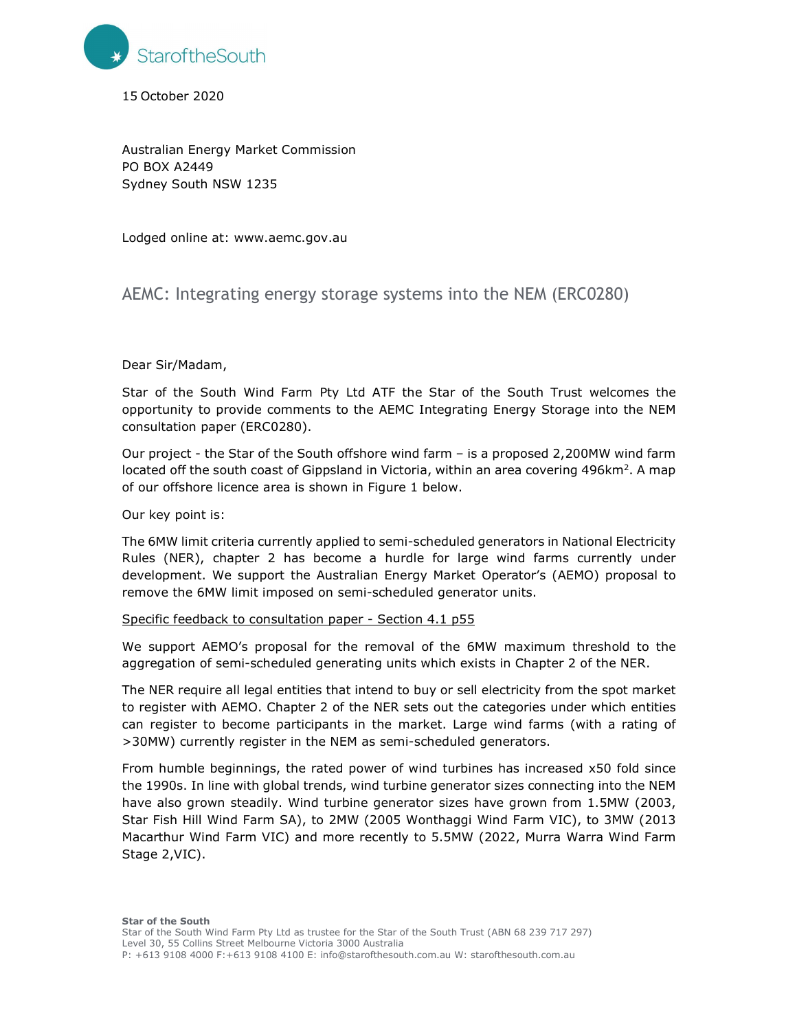StaroftheSouth

15 October 2020

Australian Energy Market Commission
PO BOX A2449
Sydney South NSW 1235

Lodged online at: www.aemc.gov.au

## AEMC: Integrating energy storage systems into the NEM (ERC0280)

Dear Sir/Madam,

Star of the South Wind Farm Pty Ltd ATF the Star of the South Trust welcomes the opportunity to provide comments to the AEMC Integrating Energy Storage into the NEM consultation paper (ERC0280).

Our project - the Star of the South offshore wind farm – is a proposed 2,200MW wind farm located off the south coast of Gippsland in Victoria, within an area covering 496km$^2$. A map of our offshore licence area is shown in Figure 1 below.

Our key point is:

The 6MW limit criteria currently applied to semi-scheduled generators in National Electricity Rules (NER), chapter 2 has become a hurdle for large wind farms currently under development. We support the Australian Energy Market Operator's (AEMO) proposal to remove the 6MW limit imposed on semi-scheduled generator units.

Specific feedback to consultation paper - Section 4.1 p55

We support AEMO's proposal for the removal of the 6MW maximum threshold to the aggregation of semi-scheduled generating units which exists in Chapter 2 of the NER.

The NER require all legal entities that intend to buy or sell electricity from the spot market to register with AEMO. Chapter 2 of the NER sets out the categories under which entities can register to become participants in the market. Large wind farms (with a rating of >30MW) currently register in the NEM as semi-scheduled generators.

From humble beginnings, the rated power of wind turbines has increased x50 fold since the 1990s. In line with global trends, wind turbine generator sizes connecting into the NEM have also grown steadily. Wind turbine generator sizes have grown from 1.5MW (2003, Star Fish Hill Wind Farm SA), to 2MW (2005 Wonthaggi Wind Farm VIC), to 3MW (2013 Macarthur Wind Farm VIC) and more recently to 5.5MW (2022, Murra Warra Wind Farm Stage 2,VIC).

**Star of the South**
Star of the South Wind Farm Pty Ltd as trustee for the Star of the South Trust (ABN 68 239 717 297)
Level 30, 55 Collins Street Melbourne Victoria 3000 Australia
P: +613 9108 4000 F:+613 9108 4100 E: info@starofthesouth.com.au W: starofthesouth.com.au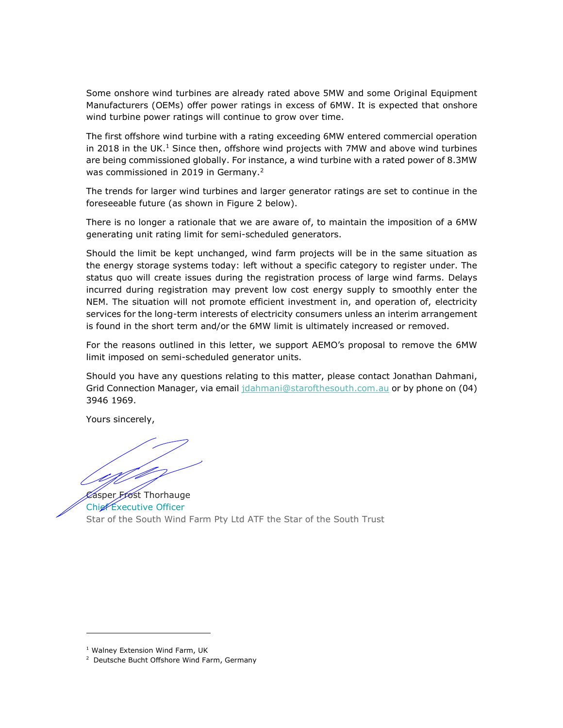Some onshore wind turbines are already rated above 5MW and some Original Equipment Manufacturers (OEMs) offer power ratings in excess of 6MW. It is expected that onshore wind turbine power ratings will continue to grow over time.

The first offshore wind turbine with a rating exceeding 6MW entered commercial operation in 2018 in the UK.[1] Since then, offshore wind projects with 7MW and above wind turbines are being commissioned globally. For instance, a wind turbine with a rated power of 8.3MW was commissioned in 2019 in Germany.[2]

The trends for larger wind turbines and larger generator ratings are set to continue in the foreseeable future (as shown in Figure 2 below).

There is no longer a rationale that we are aware of, to maintain the imposition of a 6MW generating unit rating limit for semi-scheduled generators.

Should the limit be kept unchanged, wind farm projects will be in the same situation as the energy storage systems today: left without a specific category to register under. The status quo will create issues during the registration process of large wind farms. Delays incurred during registration may prevent low cost energy supply to smoothly enter the NEM. The situation will not promote efficient investment in, and operation of, electricity services for the long-term interests of electricity consumers unless an interim arrangement is found in the short term and/or the 6MW limit is ultimately increased or removed.

For the reasons outlined in this letter, we support AEMO's proposal to remove the 6MW limit imposed on semi-scheduled generator units.

Should you have any questions relating to this matter, please contact Jonathan Dahmani, Grid Connection Manager, via email jdahmani@starofthesouth.com.au or by phone on (04) 3946 1969.

Yours sincerely,

Casper Frost Thorhauge
Chief Executive Officer
Star of the South Wind Farm Pty Ltd ATF the Star of the South Trust

---

[1] Walney Extension Wind Farm, UK

[2] Deutsche Bucht Offshore Wind Farm, Germany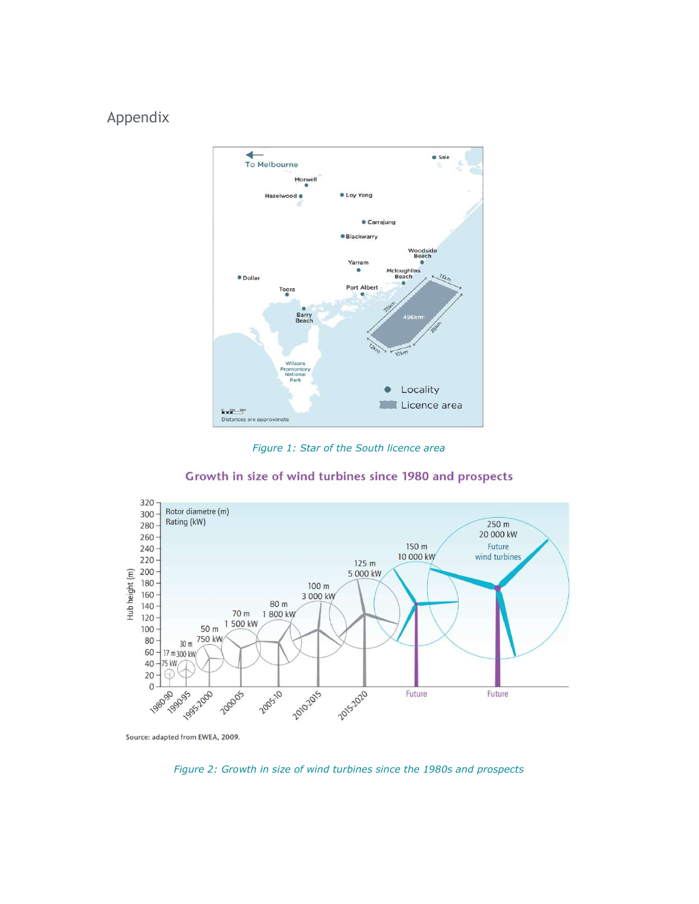# Appendix

To Melbourne

Sale

Morwell

Hazelwood

Loy Yang

Carrajung

Blackwarry

Woodside Beach

Yarram

Mcloughlins Beach

Dollar

Toora

Port Albert

Barry Beach

Wilsons Promontory National Park

15km

35km

496km²

25km

12km

10km

Locality

Licence area

Distances are approximate

*Figure 1: Star of the South licence area*

## Growth in size of wind turbines since 1980 and prospects

Rotor diametre (m)
Rating (kW)

Hub height (m)

320
300
280
260
240
220
200
180
160
140
120
100
80
60
40
20
0

17 m
75 kW

30 m
300 kW

50 m
750 kW

70 m
1 500 kW

80 m
1 800 kW

100 m
3 000 kW

125 m
5 000 kW

150 m
10 000 kW

250 m
20 000 kW
Future wind turbines

1980-90
1990-95
1995-2000
2000-05
2005-10
2010-2015
2015-2020
Future
Future

Source: adapted from EWEA, 2009.

*Figure 2: Growth in size of wind turbines since the 1980s and prospects*